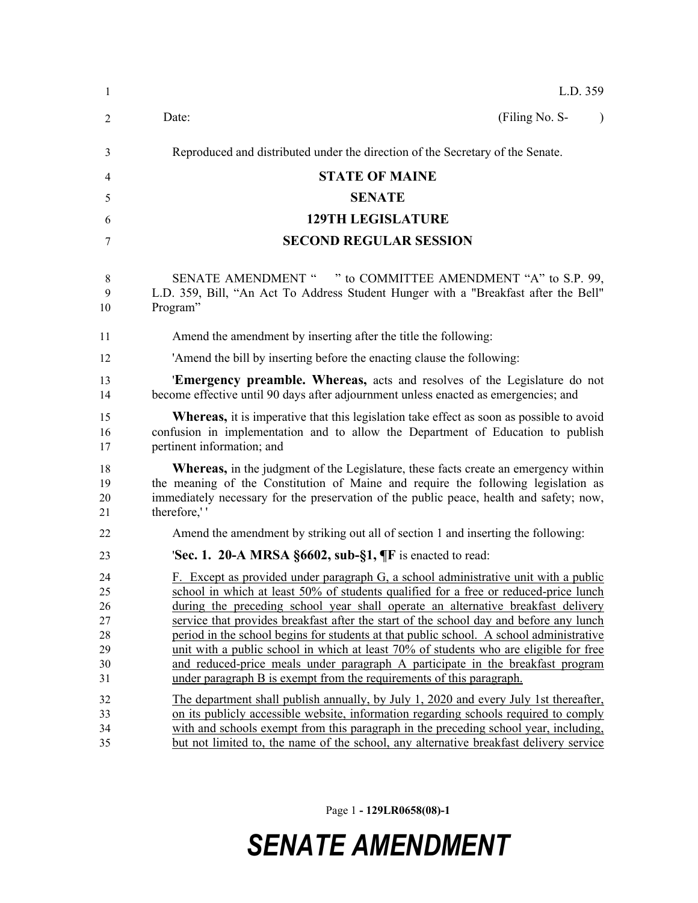L.D. 359

Date: (Filing No. S- )

Reproduced and distributed under the direction of the Secretary of the Senate.

**STATE OF MAINE**

**SENATE**

**129TH LEGISLATURE**

**SECOND REGULAR SESSION**

SENATE AMENDMENT " " to COMMITTEE AMENDMENT "A" to S.P. 99, L.D. 359, Bill, "An Act To Address Student Hunger with a "Breakfast after the Bell" Program"

Amend the amendment by inserting after the title the following:

'Amend the bill by inserting before the enacting clause the following:

'**Emergency preamble. Whereas,** acts and resolves of the Legislature do not become effective until 90 days after adjournment unless enacted as emergencies; and

**Whereas,** it is imperative that this legislation take effect as soon as possible to avoid confusion in implementation and to allow the Department of Education to publish pertinent information; and

**Whereas,** in the judgment of the Legislature, these facts create an emergency within the meaning of the Constitution of Maine and require the following legislation as immediately necessary for the preservation of the public peace, health and safety; now, therefore,' '

Amend the amendment by striking out all of section 1 and inserting the following:

'**Sec. 1. 20-A MRSA §6602, sub-§1, ¶F** is enacted to read:

F. Except as provided under paragraph G, a school administrative unit with a public school in which at least 50% of students qualified for a free or reduced-price lunch during the preceding school year shall operate an alternative breakfast delivery service that provides breakfast after the start of the school day and before any lunch period in the school begins for students at that public school. A school administrative unit with a public school in which at least 70% of students who are eligible for free and reduced-price meals under paragraph A participate in the breakfast program under paragraph B is exempt from the requirements of this paragraph.

The department shall publish annually, by July 1, 2020 and every July 1st thereafter, on its publicly accessible website, information regarding schools required to comply with and schools exempt from this paragraph in the preceding school year, including, but not limited to, the name of the school, any alternative breakfast delivery service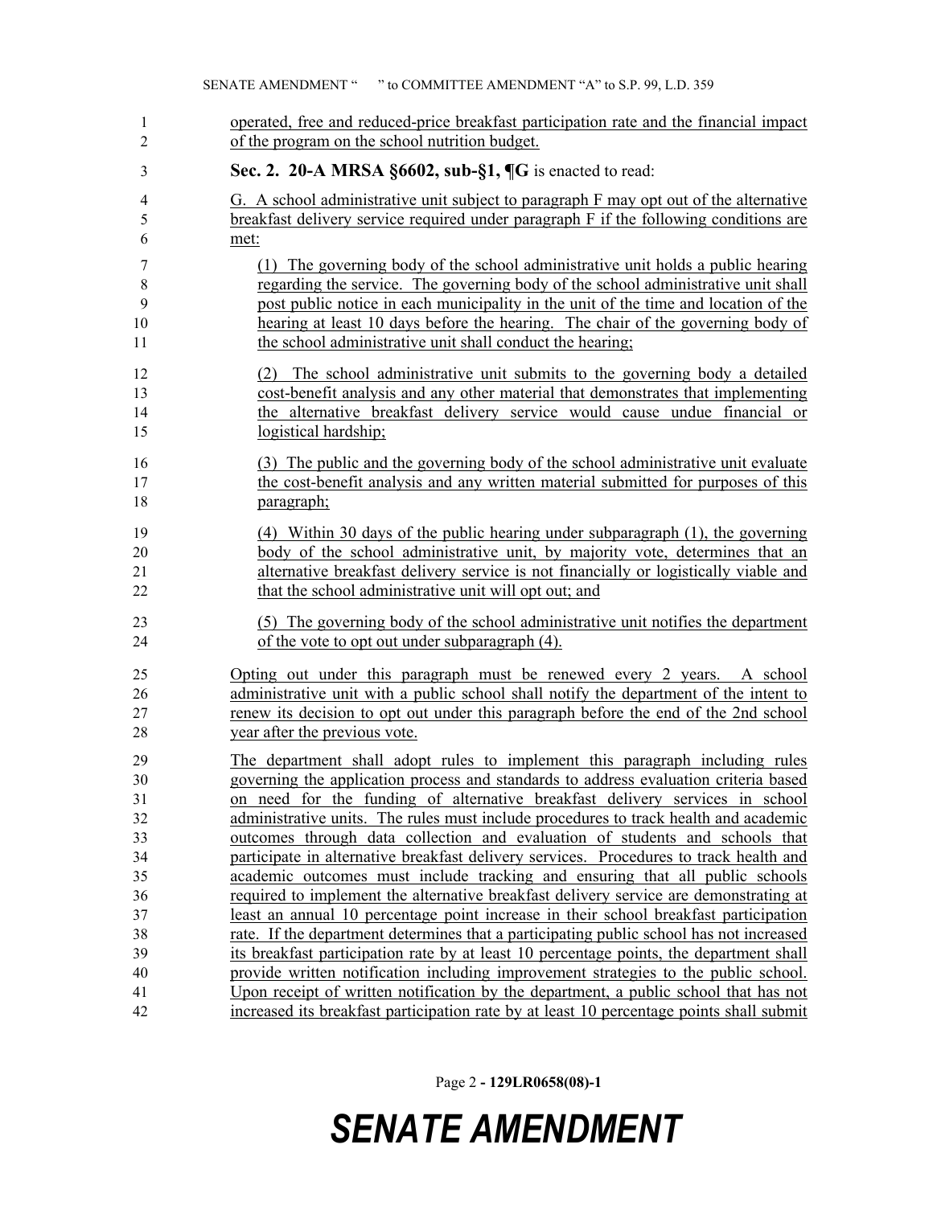operated, free and reduced-price breakfast participation rate and the financial impact of the program on the school nutrition budget.

**Sec. 2. 20-A MRSA §6602, sub-§1, ¶G** is enacted to read:

G. A school administrative unit subject to paragraph F may opt out of the alternative breakfast delivery service required under paragraph F if the following conditions are met:

(1) The governing body of the school administrative unit holds a public hearing regarding the service. The governing body of the school administrative unit shall post public notice in each municipality in the unit of the time and location of the hearing at least 10 days before the hearing. The chair of the governing body of the school administrative unit shall conduct the hearing;

(2) The school administrative unit submits to the governing body a detailed cost-benefit analysis and any other material that demonstrates that implementing the alternative breakfast delivery service would cause undue financial or logistical hardship;

(3) The public and the governing body of the school administrative unit evaluate the cost-benefit analysis and any written material submitted for purposes of this paragraph;

(4) Within 30 days of the public hearing under subparagraph (1), the governing body of the school administrative unit, by majority vote, determines that an alternative breakfast delivery service is not financially or logistically viable and that the school administrative unit will opt out; and

(5) The governing body of the school administrative unit notifies the department of the vote to opt out under subparagraph (4).

Opting out under this paragraph must be renewed every 2 years. A school administrative unit with a public school shall notify the department of the intent to renew its decision to opt out under this paragraph before the end of the 2nd school year after the previous vote.

The department shall adopt rules to implement this paragraph including rules governing the application process and standards to address evaluation criteria based on need for the funding of alternative breakfast delivery services in school administrative units. The rules must include procedures to track health and academic outcomes through data collection and evaluation of students and schools that participate in alternative breakfast delivery services. Procedures to track health and academic outcomes must include tracking and ensuring that all public schools required to implement the alternative breakfast delivery service are demonstrating at least an annual 10 percentage point increase in their school breakfast participation rate. If the department determines that a participating public school has not increased its breakfast participation rate by at least 10 percentage points, the department shall provide written notification including improvement strategies to the public school. Upon receipt of written notification by the department, a public school that has not increased its breakfast participation rate by at least 10 percentage points shall submit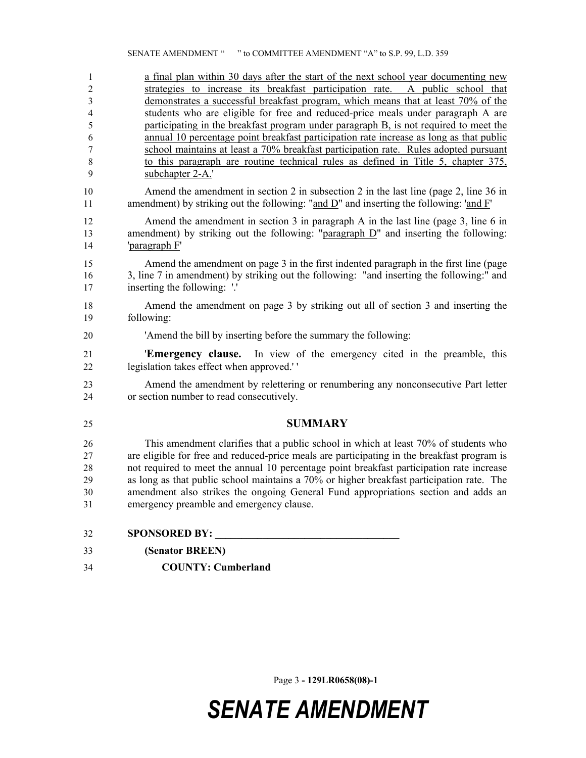a final plan within 30 days after the start of the next school year documenting new strategies to increase its breakfast participation rate. A public school that demonstrates a successful breakfast program, which means that at least 70% of the students who are eligible for free and reduced-price meals under paragraph A are participating in the breakfast program under paragraph B, is not required to meet the annual 10 percentage point breakfast participation rate increase as long as that public school maintains at least a 70% breakfast participation rate. Rules adopted pursuant to this paragraph are routine technical rules as defined in Title 5, chapter 375, subchapter 2-A.'

Amend the amendment in section 2 in subsection 2 in the last line (page 2, line 36 in amendment) by striking out the following: "and D" and inserting the following: 'and F'

Amend the amendment in section 3 in paragraph A in the last line (page 3, line 6 in amendment) by striking out the following: "paragraph D" and inserting the following: 'paragraph F'

Amend the amendment on page 3 in the first indented paragraph in the first line (page 3, line 7 in amendment) by striking out the following: "and inserting the following:" and inserting the following: '.'

Amend the amendment on page 3 by striking out all of section 3 and inserting the following:

'Amend the bill by inserting before the summary the following:

'**Emergency clause.** In view of the emergency cited in the preamble, this legislation takes effect when approved.' '

Amend the amendment by relettering or renumbering any nonconsecutive Part letter or section number to read consecutively.

## SUMMARY

This amendment clarifies that a public school in which at least 70% of students who are eligible for free and reduced-price meals are participating in the breakfast program is not required to meet the annual 10 percentage point breakfast participation rate increase as long as that public school maintains a 70% or higher breakfast participation rate. The amendment also strikes the ongoing General Fund appropriations section and adds an emergency preamble and emergency clause.

**SPONSORED BY: ____________________________________**

**(Senator BREEN)**

**COUNTY: Cumberland**

# SENATE AMENDMENT